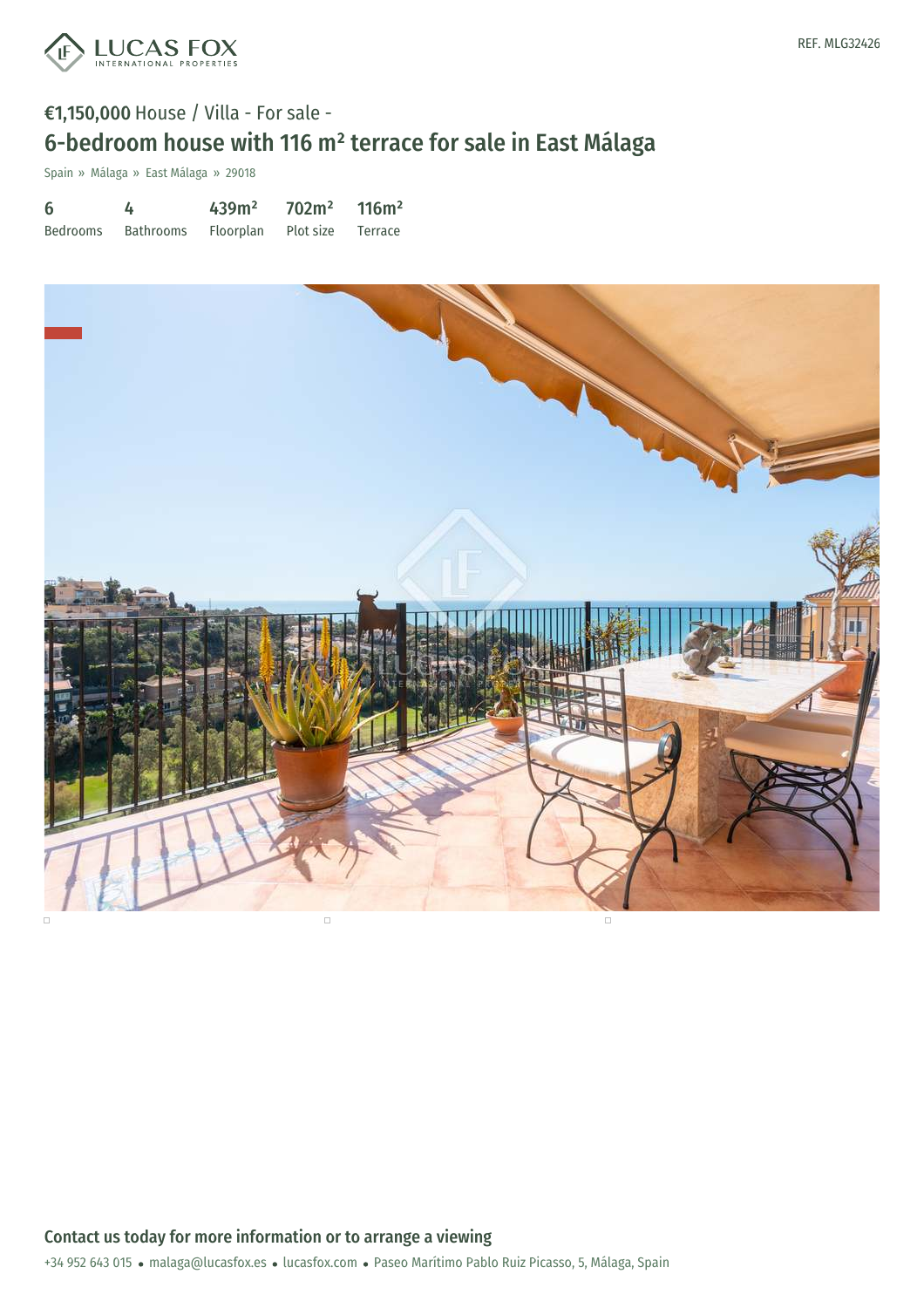LUCAS FOX INTERNATIONAL PROPERTIES

REF. MLG32426

**€1,150,000** House / Villa - For sale -

# 6-bedroom house with 116 m² terrace for sale in East Málaga

Spain » Málaga » East Málaga » 29018

| 6 | 4 | 439m² | 702m² | 116m² |
|---|---|---|---|---|
| Bedrooms | Bathrooms | Floorplan | Plot size | Terrace |

## Contact us today for more information or to arrange a viewing

+34 952 643 015 • malaga@lucasfox.es • lucasfox.com • Paseo Marítimo Pablo Ruiz Picasso, 5, Málaga, Spain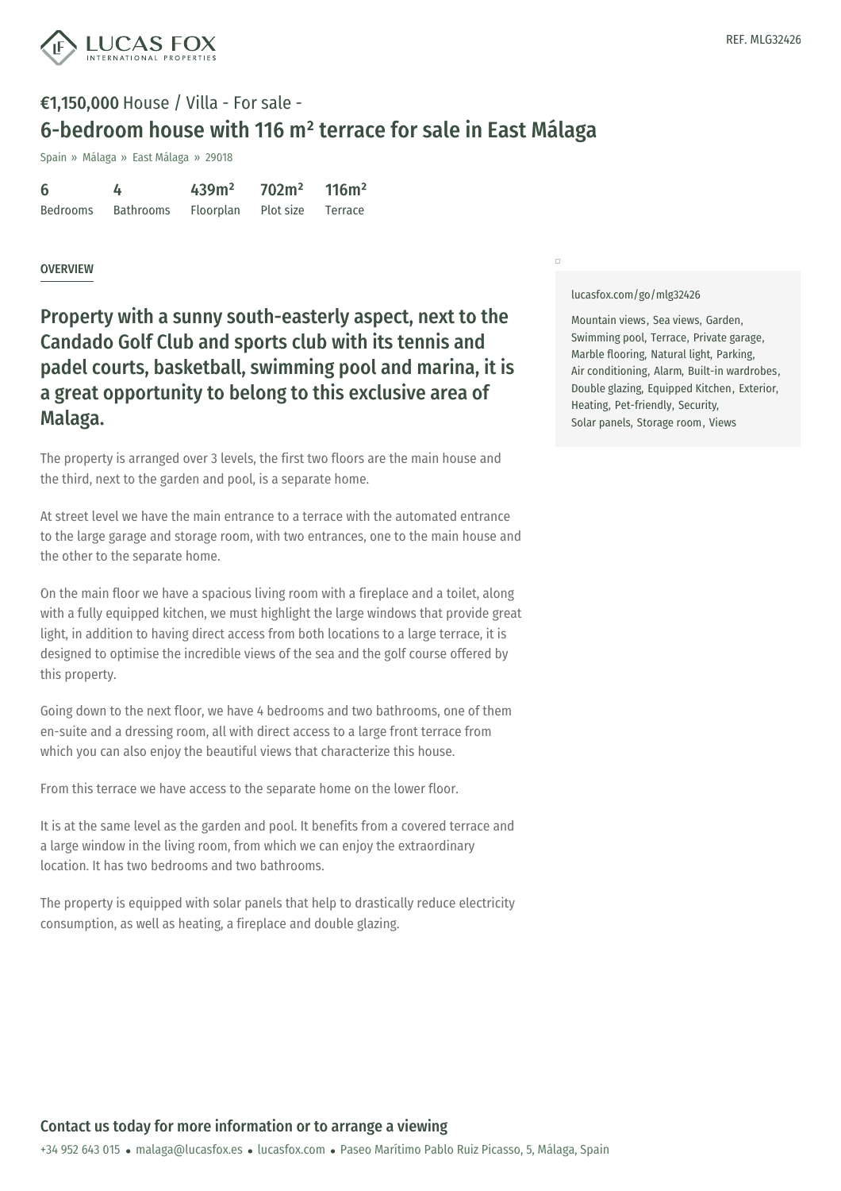**€1,150,000** House / Villa - For sale -

# 6-bedroom house with 116 m² terrace for sale in East Málaga

Spain » Málaga » East Málaga » 29018

| 6 | 4 | 439m² | 702m² | 116m² |
|---|---|---|---|---|
| Bedrooms | Bathrooms | Floorplan | Plot size | Terrace |

REF. MLG32426

## OVERVIEW

### Property with a sunny south-easterly aspect, next to the Candado Golf Club and sports club with its tennis and padel courts, basketball, swimming pool and marina, it is a great opportunity to belong to this exclusive area of Malaga.

The property is arranged over 3 levels, the first two floors are the main house and the third, next to the garden and pool, is a separate home.

At street level we have the main entrance to a terrace with the automated entrance to the large garage and storage room, with two entrances, one to the main house and the other to the separate home.

On the main floor we have a spacious living room with a fireplace and a toilet, along with a fully equipped kitchen, we must highlight the large windows that provide great light, in addition to having direct access from both locations to a large terrace, it is designed to optimise the incredible views of the sea and the golf course offered by this property.

Going down to the next floor, we have 4 bedrooms and two bathrooms, one of them en-suite and a dressing room, all with direct access to a large front terrace from which you can also enjoy the beautiful views that characterize this house.

From this terrace we have access to the separate home on the lower floor.

It is at the same level as the garden and pool. It benefits from a covered terrace and a large window in the living room, from which we can enjoy the extraordinary location. It has two bedrooms and two bathrooms.

The property is equipped with solar panels that help to drastically reduce electricity consumption, as well as heating, a fireplace and double glazing.

lucasfox.com/go/mlg32426

Mountain views, Sea views, Garden, Swimming pool, Terrace, Private garage, Marble flooring, Natural light, Parking, Air conditioning, Alarm, Built-in wardrobes, Double glazing, Equipped Kitchen, Exterior, Heating, Pet-friendly, Security, Solar panels, Storage room, Views

## Contact us today for more information or to arrange a viewing

+34 952 643 015 • malaga@lucasfox.es • lucasfox.com • Paseo Marítimo Pablo Ruiz Picasso, 5, Málaga, Spain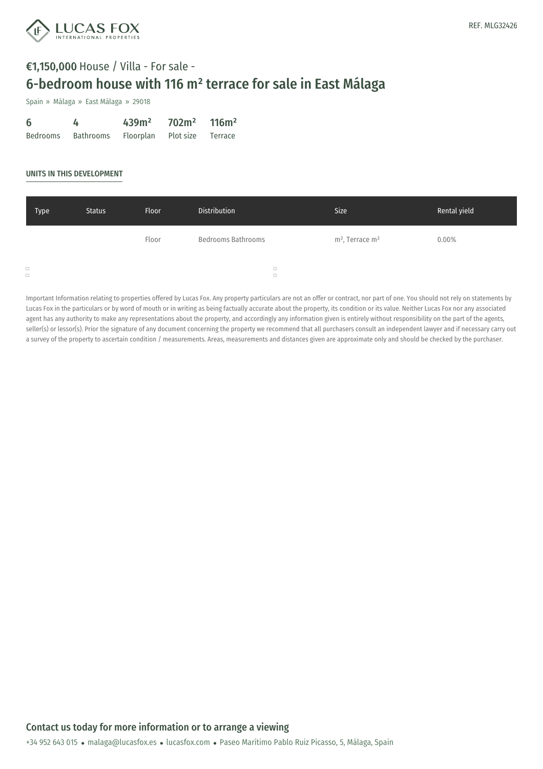**€1,150,000** House / Villa - For sale -

# 6-bedroom house with 116 m² terrace for sale in East Málaga

Spain » Málaga » East Málaga » 29018

| 6 | 4 | 439m² | 702m² | 116m² |
|---|---|---|---|---|
| Bedrooms | Bathrooms | Floorplan | Plot size | Terrace |

## UNITS IN THIS DEVELOPMENT

| Type | Status | Floor | Distribution | Size | Rental yield |
|---|---|---|---|---|---|
| | | Floor | Bedrooms Bathrooms | m², Terrace m² | 0.00% |

Important Information relating to properties offered by Lucas Fox. Any property particulars are not an offer or contract, nor part of one. You should not rely on statements by Lucas Fox in the particulars or by word of mouth or in writing as being factually accurate about the property, its condition or its value. Neither Lucas Fox nor any associated agent has any authority to make any representations about the property, and accordingly any information given is entirely without responsibility on the part of the agents, seller(s) or lessor(s). Prior the signature of any document concerning the property we recommend that all purchasers consult an independent lawyer and if necessary carry out a survey of the property to ascertain condition / measurements. Areas, measurements and distances given are approximate only and should be checked by the purchaser.

## Contact us today for more information or to arrange a viewing

+34 952 643 015 • malaga@lucasfox.es • lucasfox.com • Paseo Marítimo Pablo Ruiz Picasso, 5, Málaga, Spain